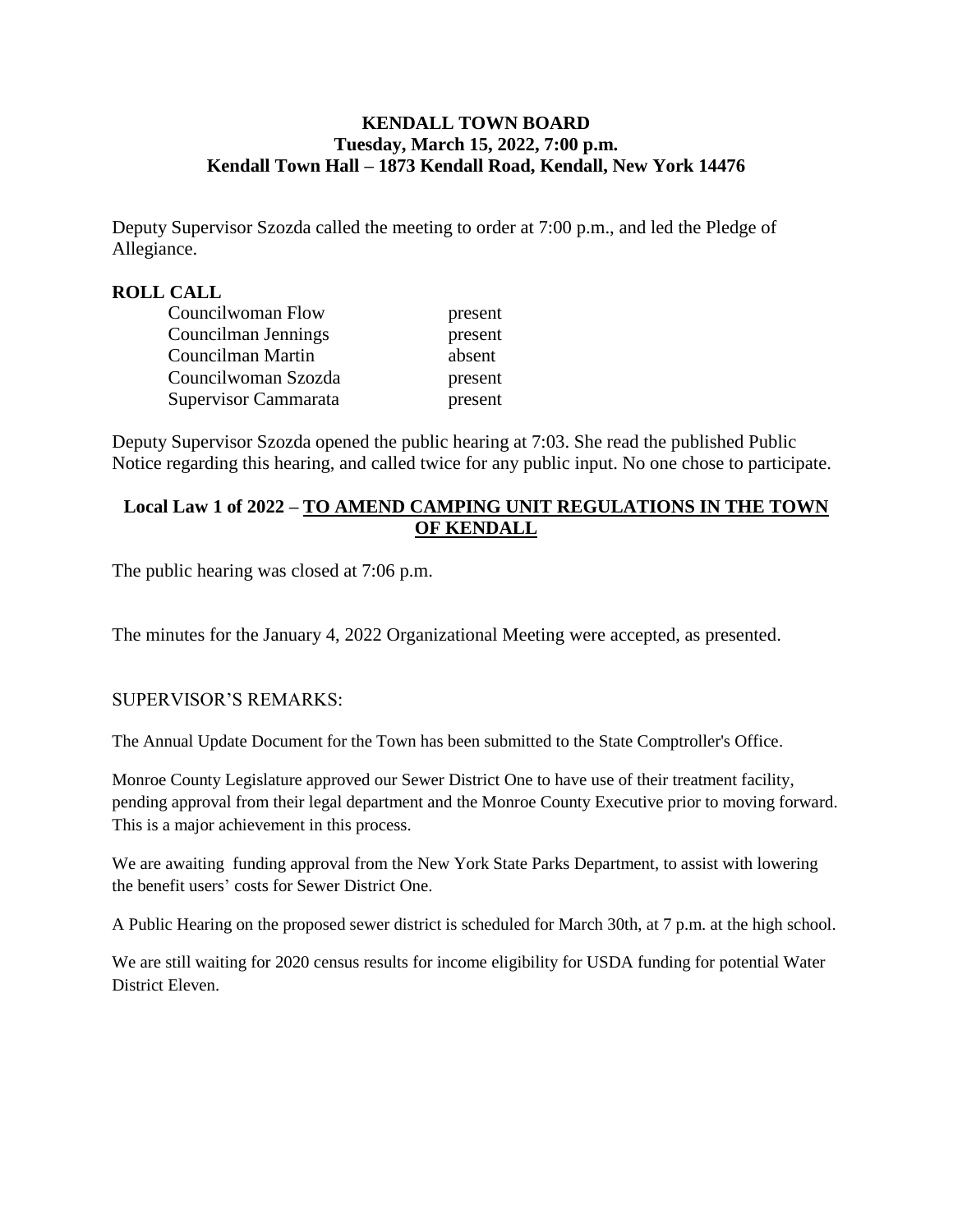**KENDALL TOWN BOARD**
**Tuesday, March 15, 2022, 7:00 p.m.**
**Kendall Town Hall – 1873 Kendall Road, Kendall, New York 14476**

Deputy Supervisor Szozda called the meeting to order at 7:00 p.m., and led the Pledge of Allegiance.

**ROLL CALL**

| | |
|---|---|
| Councilwoman Flow | present |
| Councilman Jennings | present |
| Councilman Martin | absent |
| Councilwoman Szozda | present |
| Supervisor Cammarata | present |

Deputy Supervisor Szozda opened the public hearing at 7:03. She read the published Public Notice regarding this hearing, and called twice for any public input. No one chose to participate.

**Local Law 1 of 2022 – TO AMEND CAMPING UNIT REGULATIONS IN THE TOWN OF KENDALL**

The public hearing was closed at 7:06 p.m.

The minutes for the January 4, 2022 Organizational Meeting were accepted, as presented.

SUPERVISOR'S REMARKS:

The Annual Update Document for the Town has been submitted to the State Comptroller's Office.

Monroe County Legislature approved our Sewer District One to have use of their treatment facility, pending approval from their legal department and the Monroe County Executive prior to moving forward. This is a major achievement in this process.

We are awaiting funding approval from the New York State Parks Department, to assist with lowering the benefit users' costs for Sewer District One.

A Public Hearing on the proposed sewer district is scheduled for March 30th, at 7 p.m. at the high school.

We are still waiting for 2020 census results for income eligibility for USDA funding for potential Water District Eleven.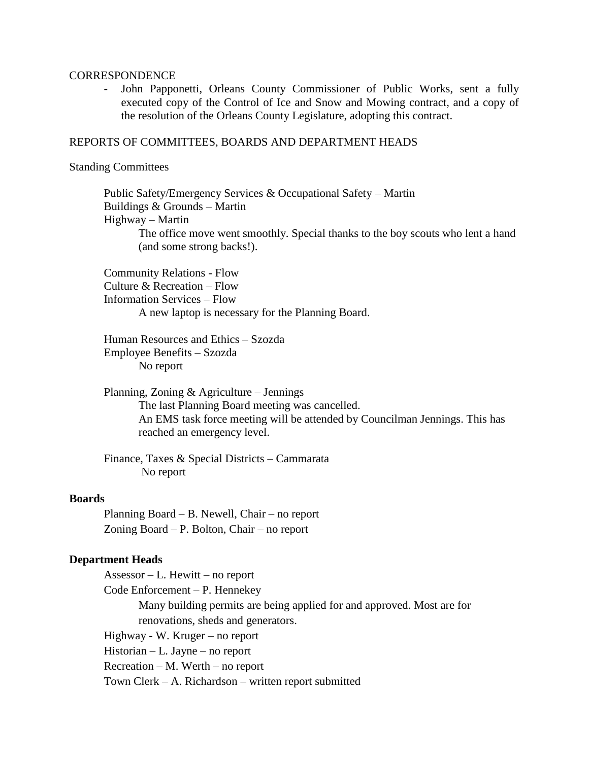CORRESPONDENCE

- John Papponetti, Orleans County Commissioner of Public Works, sent a fully executed copy of the Control of Ice and Snow and Mowing contract, and a copy of the resolution of the Orleans County Legislature, adopting this contract.

REPORTS OF COMMITTEES, BOARDS AND DEPARTMENT HEADS

Standing Committees

Public Safety/Emergency Services & Occupational Safety – Martin
Buildings & Grounds – Martin
Highway – Martin

The office move went smoothly. Special thanks to the boy scouts who lent a hand (and some strong backs!).

Community Relations - Flow
Culture & Recreation – Flow
Information Services – Flow

A new laptop is necessary for the Planning Board.

Human Resources and Ethics – Szozda
Employee Benefits – Szozda

No report

Planning, Zoning & Agriculture – Jennings

The last Planning Board meeting was cancelled.
An EMS task force meeting will be attended by Councilman Jennings. This has reached an emergency level.

Finance, Taxes & Special Districts – Cammarata

No report

**Boards**

Planning Board – B. Newell, Chair – no report
Zoning Board – P. Bolton, Chair – no report

**Department Heads**

Assessor – L. Hewitt – no report
Code Enforcement – P. Hennekey

Many building permits are being applied for and approved. Most are for renovations, sheds and generators.

Highway - W. Kruger – no report
Historian – L. Jayne – no report
Recreation – M. Werth – no report
Town Clerk – A. Richardson – written report submitted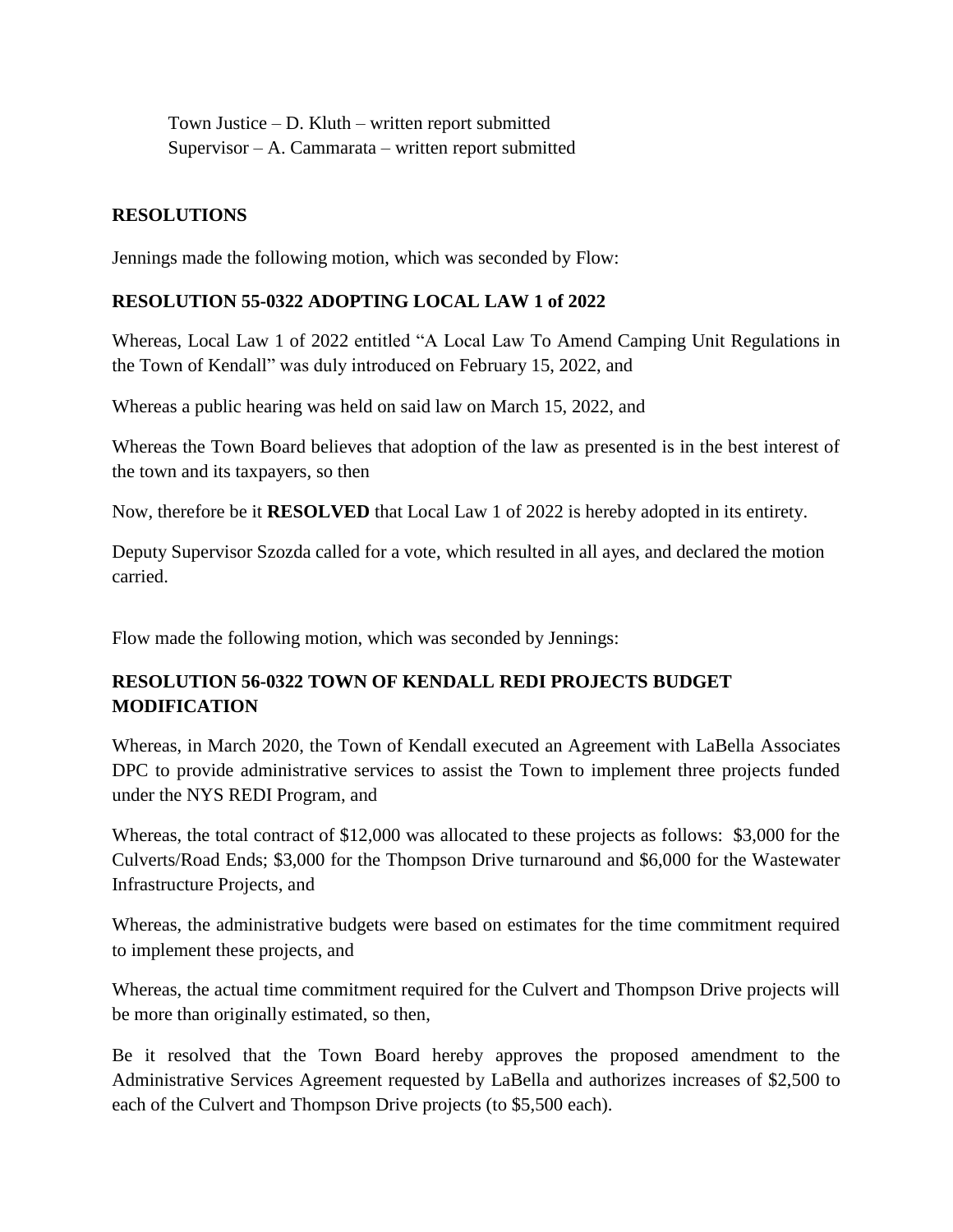Town Justice – D. Kluth – written report submitted
Supervisor – A. Cammarata – written report submitted

**RESOLUTIONS**

Jennings made the following motion, which was seconded by Flow:

**RESOLUTION 55-0322 ADOPTING LOCAL LAW 1 of 2022**

Whereas, Local Law 1 of 2022 entitled "A Local Law To Amend Camping Unit Regulations in the Town of Kendall" was duly introduced on February 15, 2022, and

Whereas a public hearing was held on said law on March 15, 2022, and

Whereas the Town Board believes that adoption of the law as presented is in the best interest of the town and its taxpayers, so then

Now, therefore be it **RESOLVED** that Local Law 1 of 2022 is hereby adopted in its entirety.

Deputy Supervisor Szozda called for a vote, which resulted in all ayes, and declared the motion carried.

Flow made the following motion, which was seconded by Jennings:

**RESOLUTION 56-0322 TOWN OF KENDALL REDI PROJECTS BUDGET MODIFICATION**

Whereas, in March 2020, the Town of Kendall executed an Agreement with LaBella Associates DPC to provide administrative services to assist the Town to implement three projects funded under the NYS REDI Program, and

Whereas, the total contract of $12,000 was allocated to these projects as follows: $3,000 for the Culverts/Road Ends; $3,000 for the Thompson Drive turnaround and $6,000 for the Wastewater Infrastructure Projects, and

Whereas, the administrative budgets were based on estimates for the time commitment required to implement these projects, and

Whereas, the actual time commitment required for the Culvert and Thompson Drive projects will be more than originally estimated, so then,

Be it resolved that the Town Board hereby approves the proposed amendment to the Administrative Services Agreement requested by LaBella and authorizes increases of $2,500 to each of the Culvert and Thompson Drive projects (to $5,500 each).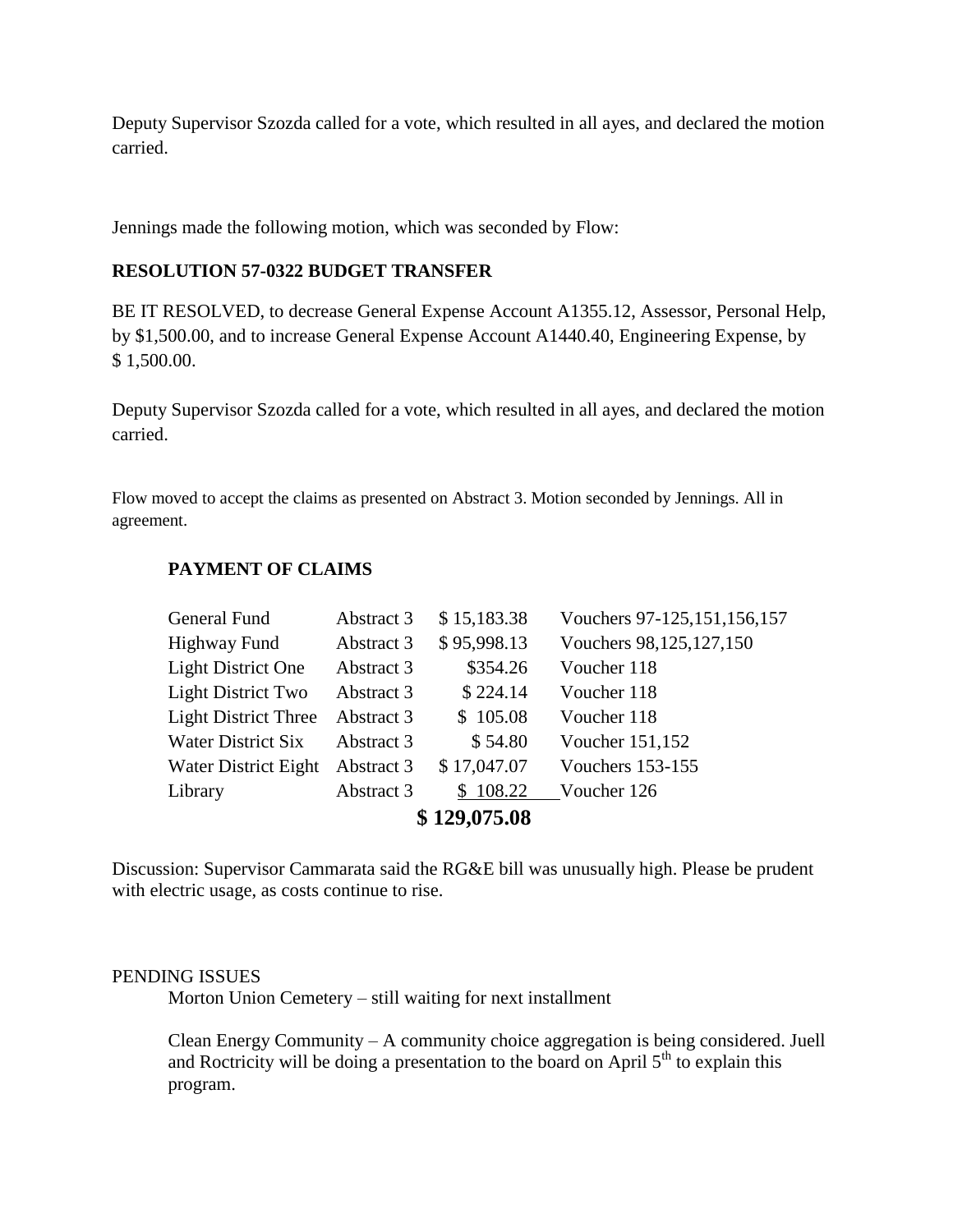Deputy Supervisor Szozda called for a vote, which resulted in all ayes, and declared the motion carried.

Jennings made the following motion, which was seconded by Flow:

**RESOLUTION 57-0322 BUDGET TRANSFER**

BE IT RESOLVED, to decrease General Expense Account A1355.12, Assessor, Personal Help, by $1,500.00, and to increase General Expense Account A1440.40, Engineering Expense, by $ 1,500.00.

Deputy Supervisor Szozda called for a vote, which resulted in all ayes, and declared the motion carried.

Flow moved to accept the claims as presented on Abstract 3. Motion seconded by Jennings. All in agreement.

**PAYMENT OF CLAIMS**

| | | | |
|---|---|---|---|
| General Fund | Abstract 3 | $ 15,183.38 | Vouchers 97-125,151,156,157 |
| Highway Fund | Abstract 3 | $ 95,998.13 | Vouchers 98,125,127,150 |
| Light District One | Abstract 3 | $354.26 | Voucher 118 |
| Light District Two | Abstract 3 | $ 224.14 | Voucher 118 |
| Light District Three | Abstract 3 | $ 105.08 | Voucher 118 |
| Water District Six | Abstract 3 | $ 54.80 | Voucher 151,152 |
| Water District Eight | Abstract 3 | $ 17,047.07 | Vouchers 153-155 |
| Library | Abstract 3 | $ 108.22 | Voucher 126 |
| | | **$ 129,075.08** | |

Discussion: Supervisor Cammarata said the RG&E bill was unusually high. Please be prudent with electric usage, as costs continue to rise.

PENDING ISSUES

Morton Union Cemetery – still waiting for next installment

Clean Energy Community – A community choice aggregation is being considered. Juell and Roctricity will be doing a presentation to the board on April 5th to explain this program.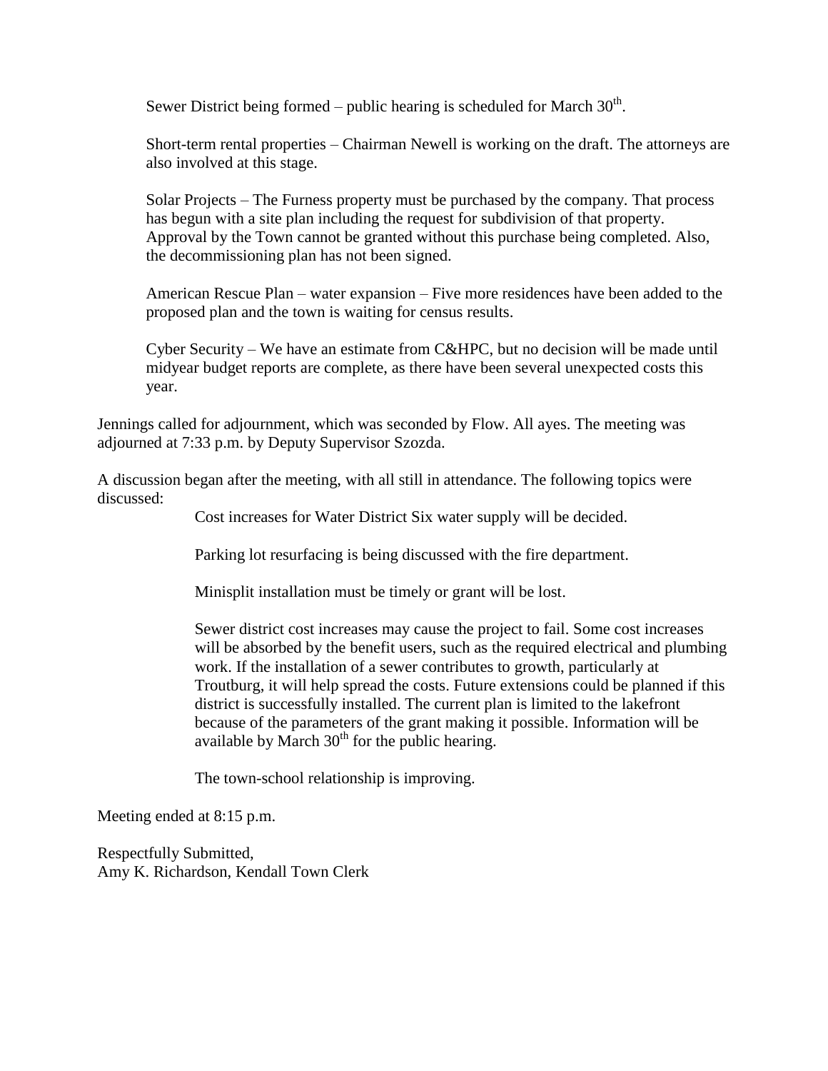Sewer District being formed – public hearing is scheduled for March 30th.

Short-term rental properties – Chairman Newell is working on the draft. The attorneys are also involved at this stage.

Solar Projects – The Furness property must be purchased by the company. That process has begun with a site plan including the request for subdivision of that property. Approval by the Town cannot be granted without this purchase being completed. Also, the decommissioning plan has not been signed.

American Rescue Plan – water expansion – Five more residences have been added to the proposed plan and the town is waiting for census results.

Cyber Security – We have an estimate from C&HPC, but no decision will be made until midyear budget reports are complete, as there have been several unexpected costs this year.

Jennings called for adjournment, which was seconded by Flow. All ayes. The meeting was adjourned at 7:33 p.m. by Deputy Supervisor Szozda.

A discussion began after the meeting, with all still in attendance. The following topics were discussed:

Cost increases for Water District Six water supply will be decided.

Parking lot resurfacing is being discussed with the fire department.

Minisplit installation must be timely or grant will be lost.

Sewer district cost increases may cause the project to fail. Some cost increases will be absorbed by the benefit users, such as the required electrical and plumbing work. If the installation of a sewer contributes to growth, particularly at Troutburg, it will help spread the costs. Future extensions could be planned if this district is successfully installed. The current plan is limited to the lakefront because of the parameters of the grant making it possible. Information will be available by March 30th for the public hearing.

The town-school relationship is improving.

Meeting ended at 8:15 p.m.

Respectfully Submitted,
Amy K. Richardson, Kendall Town Clerk